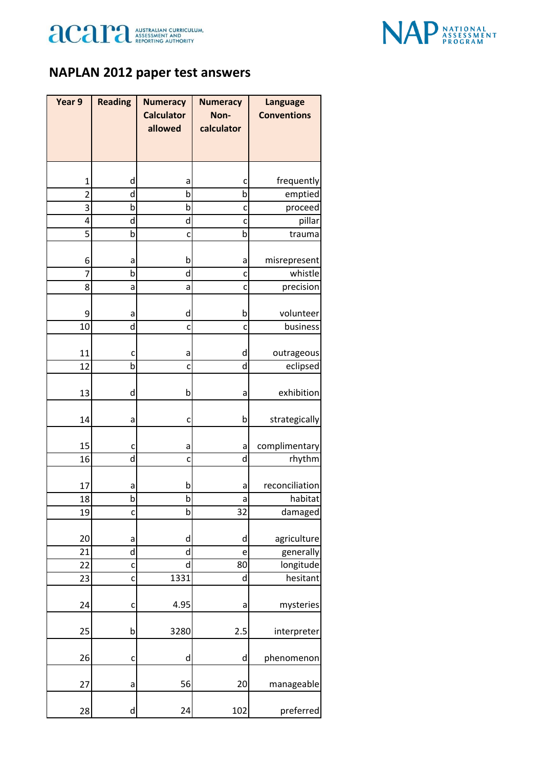# NAPLAN 2012 paper test answers

| Year 9 | Reading | Numeracy Calculator allowed | Numeracy Non-calculator | Language Conventions |
|---|---|---|---|---|
| 1 | d | a | c | frequently |
| 2 | d | b | b | emptied |
| 3 | b | b | c | proceed |
| 4 | d | d | c | pillar |
| 5 | b | c | b | trauma |
| 6 | a | b | a | misrepresent |
| 7 | b | d | c | whistle |
| 8 | a | a | c | precision |
| 9 | a | d | b | volunteer |
| 10 | d | c | c | business |
| 11 | c | a | d | outrageous |
| 12 | b | c | d | eclipsed |
| 13 | d | b | a | exhibition |
| 14 | a | c | b | strategically |
| 15 | c | a | a | complimentary |
| 16 | d | c | d | rhythm |
| 17 | a | b | a | reconciliation |
| 18 | b | b | a | habitat |
| 19 | c | b | 32 | damaged |
| 20 | a | d | d | agriculture |
| 21 | d | d | e | generally |
| 22 | c | d | 80 | longitude |
| 23 | c | 1331 | d | hesitant |
| 24 | c | 4.95 | a | mysteries |
| 25 | b | 3280 | 2.5 | interpreter |
| 26 | c | d | d | phenomenon |
| 27 | a | 56 | 20 | manageable |
| 28 | d | 24 | 102 | preferred |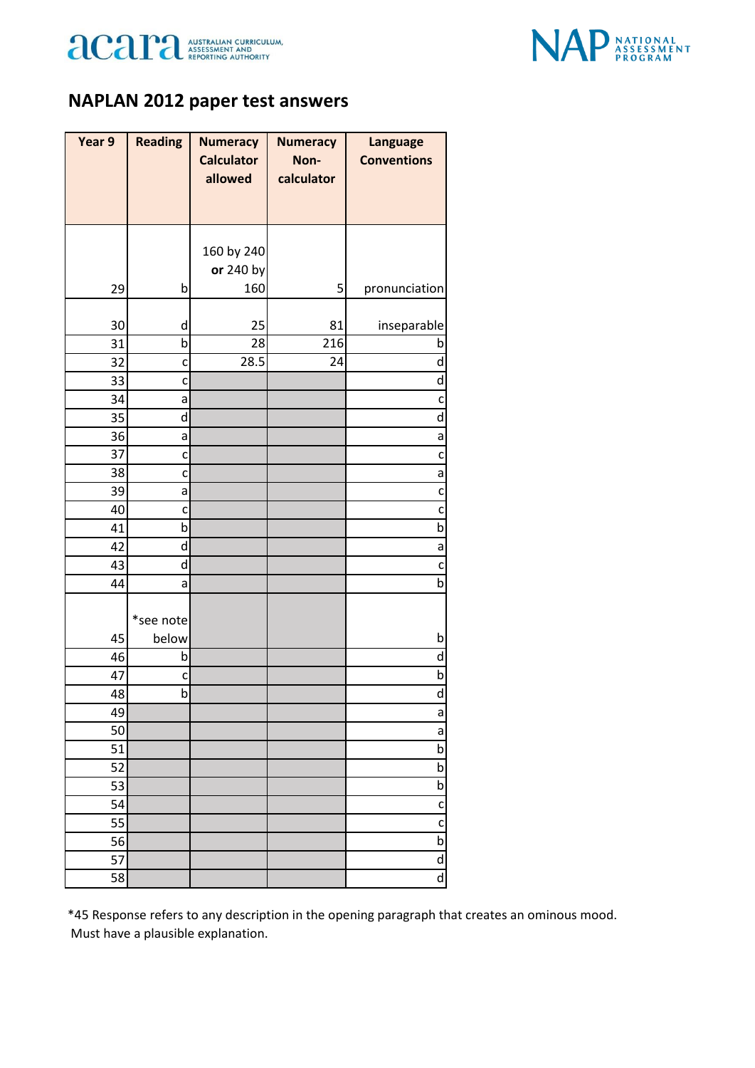## NAPLAN 2012 paper test answers

| Year 9 | Reading | Numeracy Calculator allowed | Numeracy Non-calculator | Language Conventions |
|---|---|---|---|---|
| 29 | b | 160 by 240 **or** 240 by 160 | 5 | pronunciation |
| 30 | d | 25 | 81 | inseparable |
| 31 | b | 28 | 216 | b |
| 32 | c | 28.5 | 24 | d |
| 33 | c | | | d |
| 34 | a | | | c |
| 35 | d | | | d |
| 36 | a | | | a |
| 37 | c | | | c |
| 38 | c | | | a |
| 39 | a | | | c |
| 40 | c | | | c |
| 41 | b | | | b |
| 42 | d | | | a |
| 43 | d | | | c |
| 44 | a | | | b |
| 45 | *see note below | | | b |
| 46 | b | | | d |
| 47 | c | | | b |
| 48 | b | | | d |
| 49 | | | | a |
| 50 | | | | a |
| 51 | | | | b |
| 52 | | | | b |
| 53 | | | | b |
| 54 | | | | c |
| 55 | | | | c |
| 56 | | | | b |
| 57 | | | | d |
| 58 | | | | d |

*45 Response refers to any description in the opening paragraph that creates an ominous mood. Must have a plausible explanation.